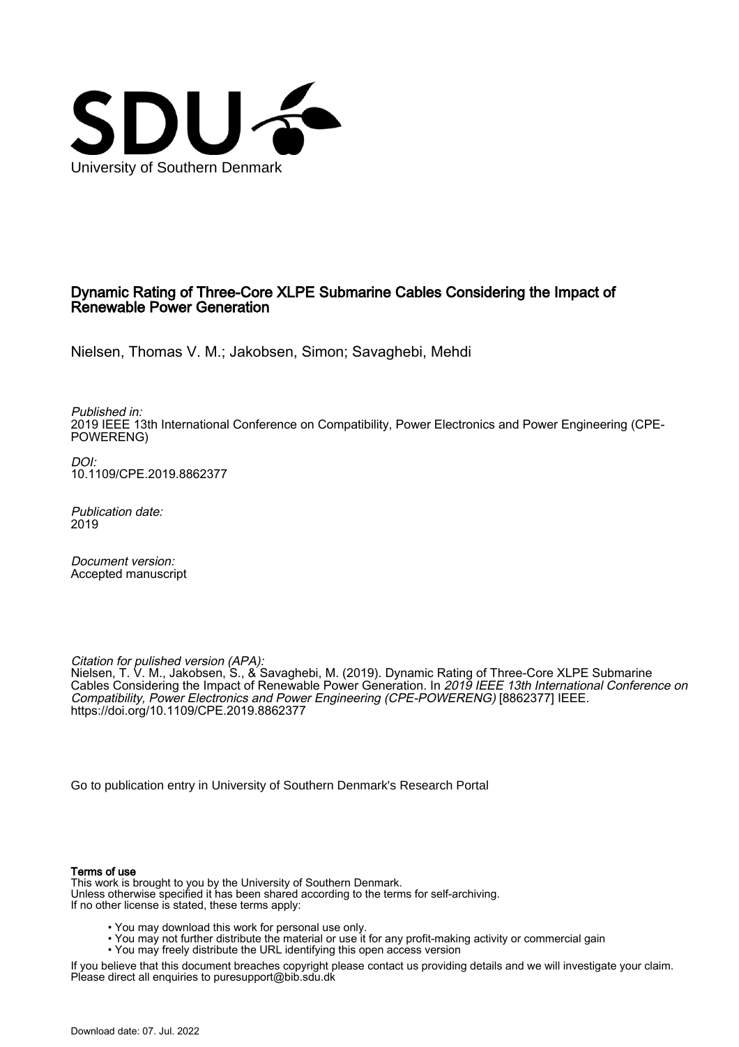University of Southern Denmark

# Dynamic Rating of Three-Core XLPE Submarine Cables Considering the Impact of Renewable Power Generation

Nielsen, Thomas V. M.; Jakobsen, Simon; Savaghebi, Mehdi

*Published in:*
2019 IEEE 13th International Conference on Compatibility, Power Electronics and Power Engineering (CPE-POWERENG)

*DOI:*
10.1109/CPE.2019.8862377

*Publication date:*
2019

*Document version:*
Accepted manuscript

*Citation for pulished version (APA):*
Nielsen, T. V. M., Jakobsen, S., & Savaghebi, M. (2019). Dynamic Rating of Three-Core XLPE Submarine Cables Considering the Impact of Renewable Power Generation. In *2019 IEEE 13th International Conference on Compatibility, Power Electronics and Power Engineering (CPE-POWERENG)* [8862377] IEEE. https://doi.org/10.1109/CPE.2019.8862377

Go to publication entry in University of Southern Denmark's Research Portal

**Terms of use**

This work is brought to you by the University of Southern Denmark.
Unless otherwise specified it has been shared according to the terms for self-archiving.
If no other license is stated, these terms apply:

- You may download this work for personal use only.
- You may not further distribute the material or use it for any profit-making activity or commercial gain
- You may freely distribute the URL identifying this open access version

If you believe that this document breaches copyright please contact us providing details and we will investigate your claim.
Please direct all enquiries to puresupport@bib.sdu.dk

Download date: 07. Jul. 2022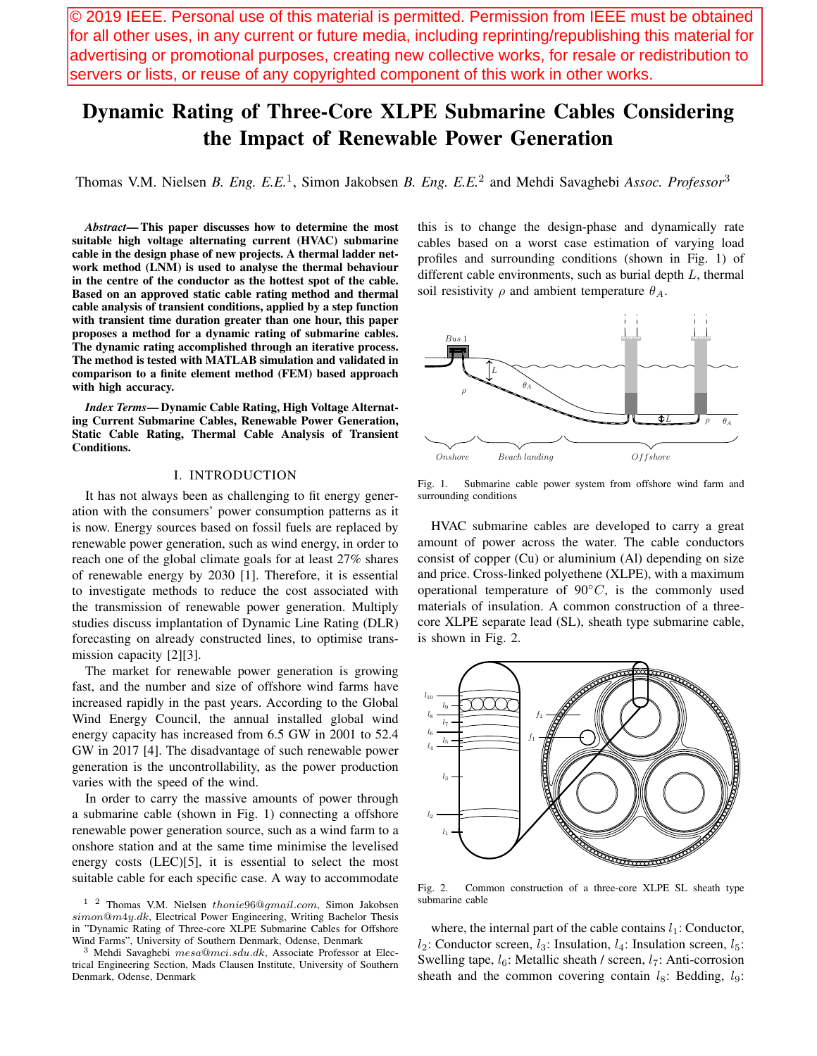© 2019 IEEE. Personal use of this material is permitted. Permission from IEEE must be obtained for all other uses, in any current or future media, including reprinting/republishing this material for advertising or promotional purposes, creating new collective works, for resale or redistribution to servers or lists, or reuse of any copyrighted component of this work in other works.

# Dynamic Rating of Three-Core XLPE Submarine Cables Considering the Impact of Renewable Power Generation

Thomas V.M. Nielsen *B. Eng. E.E.*[1], Simon Jakobsen *B. Eng. E.E.*[2] and Mehdi Savaghebi *Assoc. Professor*[3]

***Abstract*— This paper discusses how to determine the most suitable high voltage alternating current (HVAC) submarine cable in the design phase of new projects. A thermal ladder network method (LNM) is used to analyse the thermal behaviour in the centre of the conductor as the hottest spot of the cable. Based on an approved static cable rating method and thermal cable analysis of transient conditions, applied by a step function with transient time duration greater than one hour, this paper proposes a method for a dynamic rating of submarine cables. The dynamic rating accomplished through an iterative process. The method is tested with MATLAB simulation and validated in comparison to a finite element method (FEM) based approach with high accuracy.**

***Index Terms*— Dynamic Cable Rating, High Voltage Alternating Current Submarine Cables, Renewable Power Generation, Static Cable Rating, Thermal Cable Analysis of Transient Conditions.**

## I. INTRODUCTION

It has not always been as challenging to fit energy generation with the consumers' power consumption patterns as it is now. Energy sources based on fossil fuels are replaced by renewable power generation, such as wind energy, in order to reach one of the global climate goals for at least 27% shares of renewable energy by 2030 [1]. Therefore, it is essential to investigate methods to reduce the cost associated with the transmission of renewable power generation. Multiply studies discuss implantation of Dynamic Line Rating (DLR) forecasting on already constructed lines, to optimise transmission capacity [2][3].

The market for renewable power generation is growing fast, and the number and size of offshore wind farms have increased rapidly in the past years. According to the Global Wind Energy Council, the annual installed global wind energy capacity has increased from 6.5 GW in 2001 to 52.4 GW in 2017 [4]. The disadvantage of such renewable power generation is the uncontrollability, as the power production varies with the speed of the wind.

In order to carry the massive amounts of power through a submarine cable (shown in Fig. 1) connecting a offshore renewable power generation source, such as a wind farm to a onshore station and at the same time minimise the levelised energy costs (LEC)[5], it is essential to select the most suitable cable for each specific case. A way to accommodate this is to change the design-phase and dynamically rate cables based on a worst case estimation of varying load profiles and surrounding conditions (shown in Fig. 1) of different cable environments, such as burial depth $L$, thermal soil resistivity $\rho$ and ambient temperature $\theta_A$.

Fig. 1. Submarine cable power system from offshore wind farm and surrounding conditions

HVAC submarine cables are developed to carry a great amount of power across the water. The cable conductors consist of copper (Cu) or aluminium (Al) depending on size and price. Cross-linked polyethene (XLPE), with a maximum operational temperature of $90°C$, is the commonly used materials of insulation. A common construction of a three-core XLPE separate lead (SL), sheath type submarine cable, is shown in Fig. 2.

Fig. 2. Common construction of a three-core XLPE SL sheath type submarine cable

where, the internal part of the cable contains $l_1$: Conductor, $l_2$: Conductor screen, $l_3$: Insulation, $l_4$: Insulation screen, $l_5$: Swelling tape, $l_6$: Metallic sheath / screen, $l_7$: Anti-corrosion sheath and the common covering contain $l_8$: Bedding, $l_9$:

[1] [2] Thomas V.M. Nielsen *thonie96@gmail.com*, Simon Jakobsen *simon@m4y.dk*, Electrical Power Engineering, Writing Bachelor Thesis in "Dynamic Rating of Three-core XLPE Submarine Cables for Offshore Wind Farms", University of Southern Denmark, Odense, Denmark

[3] Mehdi Savaghebi *mesa@mci.sdu.dk*, Associate Professor at Electrical Engineering Section, Mads Clausen Institute, University of Southern Denmark, Odense, Denmark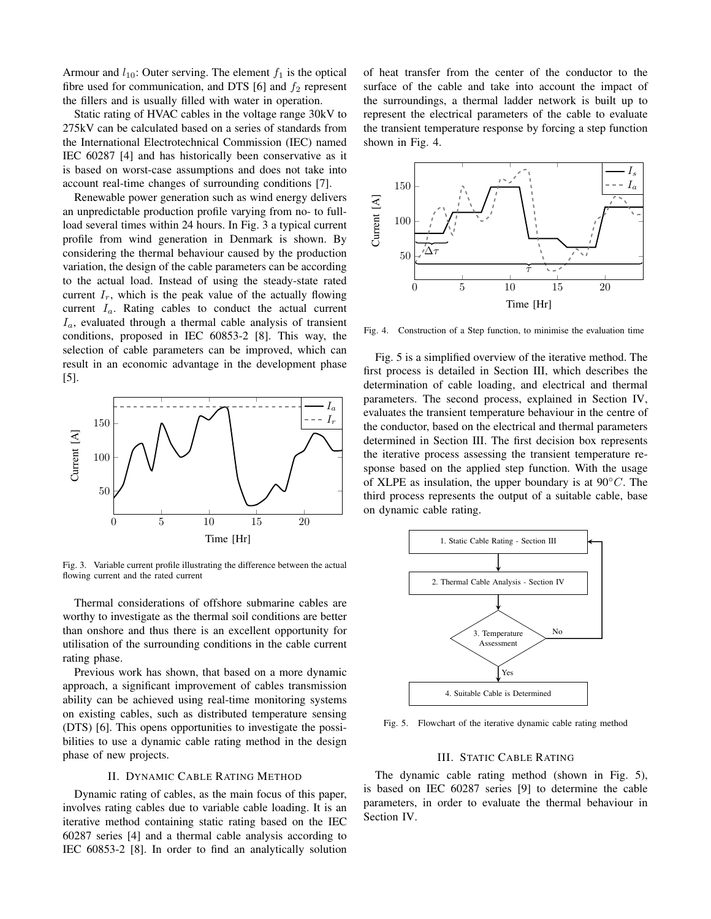Armour and $l_{10}$: Outer serving. The element $f_1$ is the optical fibre used for communication, and DTS [6] and $f_2$ represent the fillers and is usually filled with water in operation.

Static rating of HVAC cables in the voltage range 30kV to 275kV can be calculated based on a series of standards from the International Electrotechnical Commission (IEC) named IEC 60287 [4] and has historically been conservative as it is based on worst-case assumptions and does not take into account real-time changes of surrounding conditions [7].

Renewable power generation such as wind energy delivers an unpredictable production profile varying from no- to full-load several times within 24 hours. In Fig. 3 a typical current profile from wind generation in Denmark is shown. By considering the thermal behaviour caused by the production variation, the design of the cable parameters can be according to the actual load. Instead of using the steady-state rated current $I_r$, which is the peak value of the actually flowing current $I_a$. Rating cables to conduct the actual current $I_a$, evaluated through a thermal cable analysis of transient conditions, proposed in IEC 60853-2 [8]. This way, the selection of cable parameters can be improved, which can result in an economic advantage in the development phase [5].

Fig. 3. Variable current profile illustrating the difference between the actual flowing current and the rated current

Thermal considerations of offshore submarine cables are worthy to investigate as the thermal soil conditions are better than onshore and thus there is an excellent opportunity for utilisation of the surrounding conditions in the cable current rating phase.

Previous work has shown, that based on a more dynamic approach, a significant improvement of cables transmission ability can be achieved using real-time monitoring systems on existing cables, such as distributed temperature sensing (DTS) [6]. This opens opportunities to investigate the possibilities to use a dynamic cable rating method in the design phase of new projects.

## II. Dynamic Cable Rating Method

Dynamic rating of cables, as the main focus of this paper, involves rating cables due to variable cable loading. It is an iterative method containing static rating based on the IEC 60287 series [4] and a thermal cable analysis according to IEC 60853-2 [8]. In order to find an analytically solution of heat transfer from the center of the conductor to the surface of the cable and take into account the impact of the surroundings, a thermal ladder network is built up to represent the electrical parameters of the cable to evaluate the transient temperature response by forcing a step function shown in Fig. 4.

Fig. 4. Construction of a Step function, to minimise the evaluation time

Fig. 5 is a simplified overview of the iterative method. The first process is detailed in Section III, which describes the determination of cable loading, and electrical and thermal parameters. The second process, explained in Section IV, evaluates the transient temperature behaviour in the centre of the conductor, based on the electrical and thermal parameters determined in Section III. The first decision box represents the iterative process assessing the transient temperature response based on the applied step function. With the usage of XLPE as insulation, the upper boundary is at $90°C$. The third process represents the output of a suitable cable, base on dynamic cable rating.

Fig. 5. Flowchart of the iterative dynamic cable rating method

## III. Static Cable Rating

The dynamic cable rating method (shown in Fig. 5), is based on IEC 60287 series [9] to determine the cable parameters, in order to evaluate the thermal behaviour in Section IV.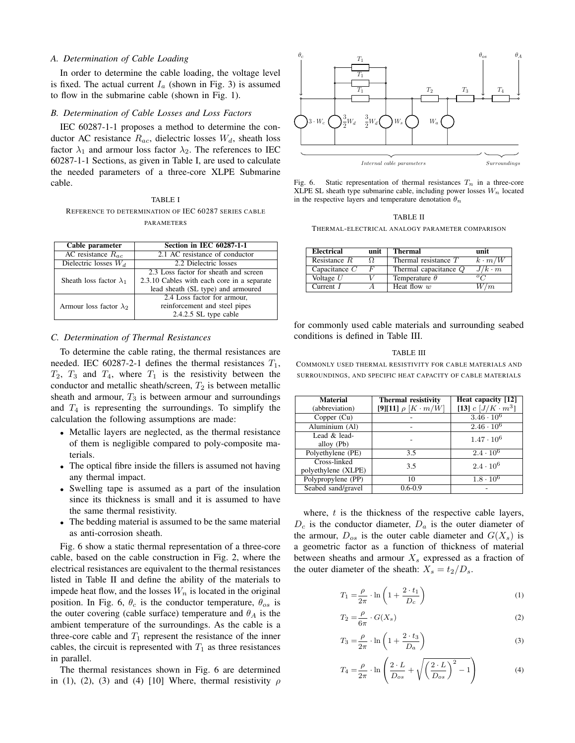### A. Determination of Cable Loading

In order to determine the cable loading, the voltage level is fixed. The actual current $I_a$ (shown in Fig. 3) is assumed to flow in the submarine cable (shown in Fig. 1).

### B. Determination of Cable Losses and Loss Factors

IEC 60287-1-1 proposes a method to determine the conductor AC resistance $R_{ac}$, dielectric losses $W_d$, sheath loss factor $\lambda_1$ and armour loss factor $\lambda_2$. The references to IEC 60287-1-1 Sections, as given in Table I, are used to calculate the needed parameters of a three-core XLPE Submarine cable.

TABLE I
REFERENCE TO DETERMINATION OF IEC 60287 SERIES CABLE PARAMETERS

| Cable parameter | Section in IEC 60287-1-1 |
|---|---|
| AC resistance $R_{ac}$ | 2.1 AC resistance of conductor |
| Dielectric losses $W_d$ | 2.2 Dielectric losses |
| Sheath loss factor $\lambda_1$ | 2.3 Loss factor for sheath and screen<br>2.3.10 Cables with each core in a separate lead sheath (SL type) and armoured |
| Armour loss factor $\lambda_2$ | 2.4 Loss factor for armour, reinforcement and steel pipes<br>2.4.2.5 SL type cable |

### C. Determination of Thermal Resistances

To determine the cable rating, the thermal resistances are needed. IEC 60287-2-1 defines the thermal resistances $T_1$, $T_2$, $T_3$ and $T_4$, where $T_1$ is the resistivity between the conductor and metallic sheath/screen, $T_2$ is between metallic sheath and armour, $T_3$ is between armour and surroundings and $T_4$ is representing the surroundings. To simplify the calculation the following assumptions are made:

- Metallic layers are neglected, as the thermal resistance of them is negligible compared to poly-composite materials.
- The optical fibre inside the fillers is assumed not having any thermal impact.
- Swelling tape is assumed as a part of the insulation since its thickness is small and it is assumed to have the same thermal resistivity.
- The bedding material is assumed to be the same material as anti-corrosion sheath.

Fig. 6 show a static thermal representation of a three-core cable, based on the cable construction in Fig. 2, where the electrical resistances are equivalent to the thermal resistances listed in Table II and define the ability of the materials to impede heat flow, and the losses $W_n$ is located in the original position. In Fig. 6, $\theta_c$ is the conductor temperature, $\theta_{os}$ is the outer covering (cable surface) temperature and $\theta_A$ is the ambient temperature of the surroundings. As the cable is a three-core cable and $T_1$ represent the resistance of the inner cables, the circuit is represented with $T_1$ as three resistances in parallel.

The thermal resistances shown in Fig. 6 are determined in (1), (2), (3) and (4) [10] Where, thermal resistivity $\rho$ for commonly used cable materials and surrounding seabed conditions is defined in Table III.

Fig. 6. Static representation of thermal resistances $T_n$ in a three-core XLPE SL sheath type submarine cable, including power losses $W_n$ located in the respective layers and temperature denotation $\theta_n$

TABLE II
THERMAL-ELECTRICAL ANALOGY PARAMETER COMPARISON

| Electrical | unit | Thermal | unit |
|---|---|---|---|
| Resistance $R$ | $\Omega$ | Thermal resistance $T$ | $k \cdot m/W$ |
| Capacitance $C$ | $F$ | Thermal capacitance $Q$ | $J/k \cdot m$ |
| Voltage $U$ | $V$ | Temperature $\theta$ | $^oC$ |
| Current $I$ | $A$ | Heat flow $w$ | $W/m$ |

TABLE III
COMMONLY USED THERMAL RESISTIVITY FOR CABLE MATERIALS AND SURROUNDINGS, AND SPECIFIC HEAT CAPACITY OF CABLE MATERIALS

| Material (abbreviation) | Thermal resistivity [9][11] $\rho$ $[K \cdot m/W]$ | Heat capacity [12] [13] $c$ $[J/K \cdot m^3]$ |
|---|---|---|
| Copper (Cu) | - | $3.46 \cdot 10^6$ |
| Aluminium (Al) | - | $2.46 \cdot 10^6$ |
| Lead & lead-alloy (Pb) | - | $1.47 \cdot 10^6$ |
| Polyethylene (PE) | 3.5 | $2.4 \cdot 10^6$ |
| Cross-linked polyethylene (XLPE) | 3.5 | $2.4 \cdot 10^6$ |
| Polypropylene (PP) | 10 | $1.8 \cdot 10^6$ |
| Seabed sand/gravel | 0.6-0.9 | - |

where, $t$ is the thickness of the respective cable layers, $D_c$ is the conductor diameter, $D_a$ is the outer diameter of the armour, $D_{os}$ is the outer cable diameter and $G(X_s)$ is a geometric factor as a function of thickness of material between sheaths and armour $X_s$ expressed as a fraction of the outer diameter of the sheath: $X_s = t_2/D_s$.

$$T_1 = \frac{\rho}{2\pi} \cdot \ln\left(1 + \frac{2 \cdot t_1}{D_c}\right) \tag{1}$$

$$T_2 = \frac{\rho}{6\pi} \cdot G(X_s) \tag{2}$$

$$T_3 = \frac{\rho}{2\pi} \cdot \ln\left(1 + \frac{2 \cdot t_3}{D_a}\right) \tag{3}$$

$$T_4 = \frac{\rho}{2\pi} \cdot \ln\left(\frac{2 \cdot L}{D_{os}} + \sqrt{\left(\frac{2 \cdot L}{D_{os}}\right)^2 - 1}\right) \tag{4}$$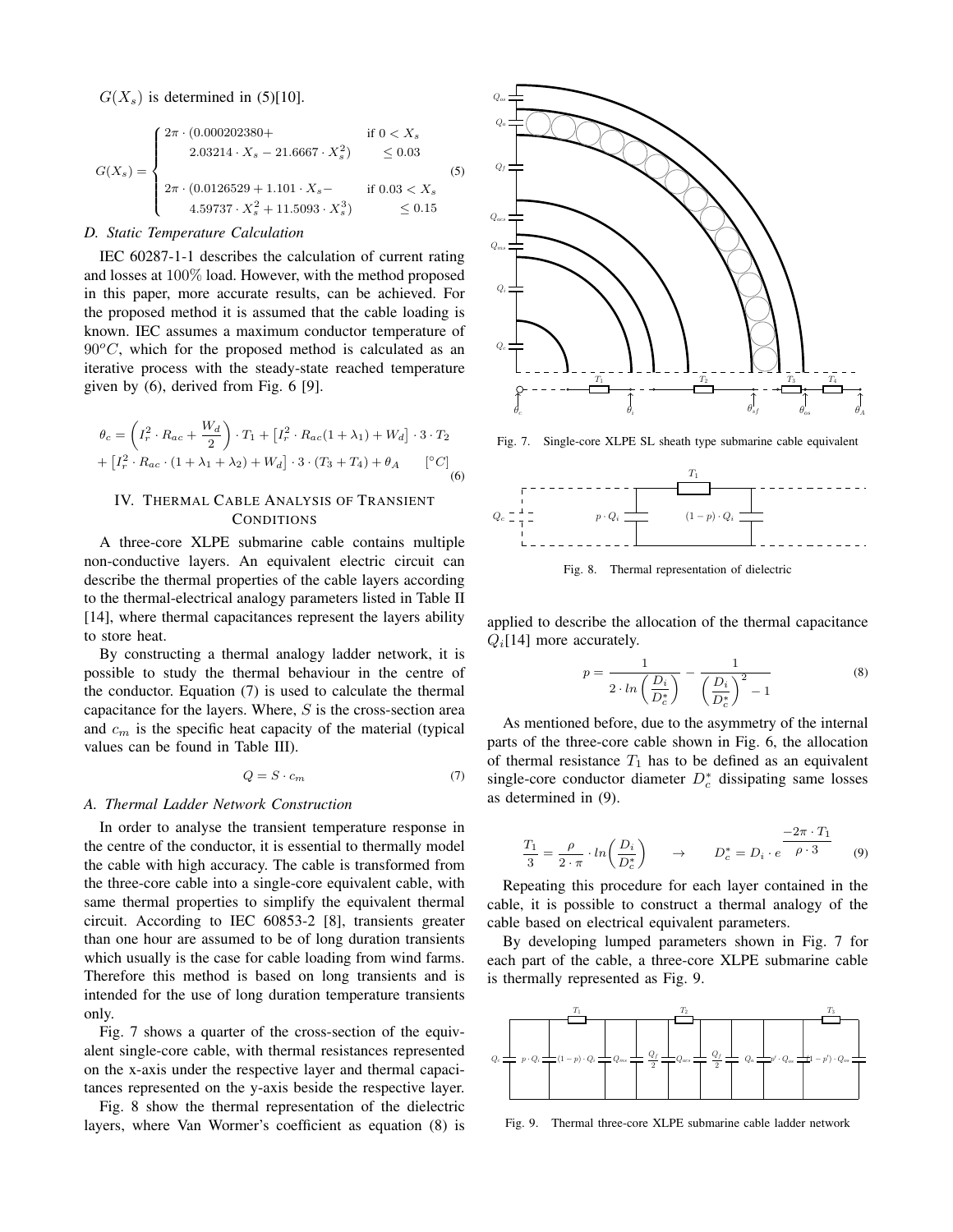$G(X_s)$ is determined in (5)[10].

$$G(X_s) = \begin{cases} 2\pi \cdot (0.000202380+ & \text{if } 0 < X_s \\ \quad 2.03214 \cdot X_s - 21.6667 \cdot X_s^2) & \quad \leq 0.03 \\ 2\pi \cdot (0.0126529 + 1.101 \cdot X_s - & \text{if } 0.03 < X_s \\ \quad 4.59737 \cdot X_s^2 + 11.5093 \cdot X_s^3) & \quad \leq 0.15 \end{cases} \tag{5}$$

### D. Static Temperature Calculation

IEC 60287-1-1 describes the calculation of current rating and losses at $100\%$ load. However, with the method proposed in this paper, more accurate results, can be achieved. For the proposed method it is assumed that the cable loading is known. IEC assumes a maximum conductor temperature of $90^oC$, which for the proposed method is calculated as an iterative process with the steady-state reached temperature given by (6), derived from Fig. 6 [9].

$$\theta_c = \left(I_r^2 \cdot R_{ac} + \frac{W_d}{2}\right) \cdot T_1 + \left[I_r^2 \cdot R_{ac}(1+\lambda_1) + W_d\right] \cdot 3 \cdot T_2 + \left[I_r^2 \cdot R_{ac} \cdot (1+\lambda_1+\lambda_2) + W_d\right] \cdot 3 \cdot (T_3+T_4) + \theta_A \qquad [^\circ C] \tag{6}$$

## IV. Thermal Cable Analysis of Transient Conditions

A three-core XLPE submarine cable contains multiple non-conductive layers. An equivalent electric circuit can describe the thermal properties of the cable layers according to the thermal-electrical analogy parameters listed in Table II [14], where thermal capacitances represent the layers ability to store heat.

By constructing a thermal analogy ladder network, it is possible to study the thermal behaviour in the centre of the conductor. Equation (7) is used to calculate the thermal capacitance for the layers. Where, $S$ is the cross-section area and $c_m$ is the specific heat capacity of the material (typical values can be found in Table III).

$$Q = S \cdot c_m \tag{7}$$

### A. Thermal Ladder Network Construction

In order to analyse the transient temperature response in the centre of the conductor, it is essential to thermally model the cable with high accuracy. The cable is transformed from the three-core cable into a single-core equivalent cable, with same thermal properties to simplify the equivalent thermal circuit. According to IEC 60853-2 [8], transients greater than one hour are assumed to be of long duration transients which usually is the case for cable loading from wind farms. Therefore this method is based on long transients and is intended for the use of long duration temperature transients only.

Fig. 7 shows a quarter of the cross-section of the equivalent single-core cable, with thermal resistances represented on the x-axis under the respective layer and thermal capacitances represented on the y-axis beside the respective layer.

Fig. 8 show the thermal representation of the dielectric layers, where Van Wormer's coefficient as equation (8) is applied to describe the allocation of the thermal capacitance $Q_i$[14] more accurately.

Fig. 7. Single-core XLPE SL sheath type submarine cable equivalent

Fig. 8. Thermal representation of dielectric

$$p = \frac{1}{2 \cdot ln\left(\frac{D_i}{D_c^*}\right)} - \frac{1}{\left(\frac{D_i}{D_c^*}\right)^2 - 1} \tag{8}$$

As mentioned before, due to the asymmetry of the internal parts of the three-core cable shown in Fig. 6, the allocation of thermal resistance $T_1$ has to be defined as an equivalent single-core conductor diameter $D_c^*$ dissipating same losses as determined in (9).

$$\frac{T_1}{3} = \frac{\rho}{2 \cdot \pi} \cdot ln\left(\frac{D_i}{D_c^*}\right) \quad \rightarrow \quad D_c^* = D_i \cdot e^{\frac{-2\pi \cdot T_1}{\rho \cdot 3}} \tag{9}$$

Repeating this procedure for each layer contained in the cable, it is possible to construct a thermal analogy of the cable based on electrical equivalent parameters.

By developing lumped parameters shown in Fig. 7 for each part of the cable, a three-core XLPE submarine cable is thermally represented as Fig. 9.

Fig. 9. Thermal three-core XLPE submarine cable ladder network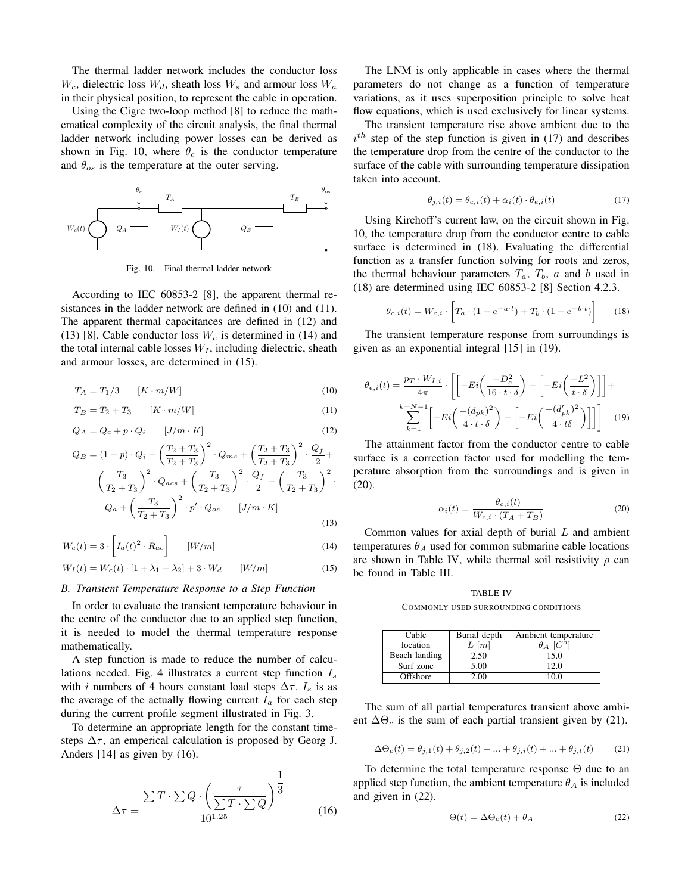The thermal ladder network includes the conductor loss $W_c$, dielectric loss $W_d$, sheath loss $W_s$ and armour loss $W_a$ in their physical position, to represent the cable in operation.

Using the Cigre two-loop method [8] to reduce the mathematical complexity of the circuit analysis, the final thermal ladder network including power losses can be derived as shown in Fig. 10, where $\theta_c$ is the conductor temperature and $\theta_{os}$ is the temperature at the outer serving.

Fig. 10. Final thermal ladder network

According to IEC 60853-2 [8], the apparent thermal resistances in the ladder network are defined in (10) and (11). The apparent thermal capacitances are defined in (12) and (13) [8]. Cable conductor loss $W_c$ is determined in (14) and the total internal cable losses $W_I$, including dielectric, sheath and armour losses, are determined in (15).

$$T_A = T_1/3 \qquad [K \cdot m/W] \tag{10}$$

$$T_B = T_2 + T_3 \qquad [K \cdot m/W] \tag{11}$$

$$Q_A = Q_c + p \cdot Q_i \qquad [J/m \cdot K] \tag{12}$$

$$Q_B = (1-p) \cdot Q_i + \left(\frac{T_2+T_3}{T_2+T_3}\right)^2 \cdot Q_{ms} + \left(\frac{T_2+T_3}{T_2+T_3}\right)^2 \cdot \frac{Q_f}{2} + \left(\frac{T_3}{T_2+T_3}\right)^2 \cdot Q_{acs} + \left(\frac{T_3}{T_2+T_3}\right)^2 \cdot \frac{Q_f}{2} + \left(\frac{T_3}{T_2+T_3}\right)^2 \cdot Q_a + \left(\frac{T_3}{T_2+T_3}\right)^2 \cdot p' \cdot Q_{os} \qquad [J/m \cdot K] \tag{13}$$

$$W_c(t) = 3 \cdot \left[ I_a(t)^2 \cdot R_{ac} \right] \qquad [W/m] \tag{14}$$

$$W_I(t) = W_c(t) \cdot [1 + \lambda_1 + \lambda_2] + 3 \cdot W_d \qquad [W/m] \tag{15}$$

### *B. Transient Temperature Response to a Step Function*

In order to evaluate the transient temperature behaviour in the centre of the conductor due to an applied step function, it is needed to model the thermal temperature response mathematically.

A step function is made to reduce the number of calculations needed. Fig. 4 illustrates a current step function $I_s$ with $i$ numbers of 4 hours constant load steps $\Delta\tau$. $I_s$ is as the average of the actually flowing current $I_a$ for each step during the current profile segment illustrated in Fig. 3.

To determine an appropriate length for the constant time-steps $\Delta\tau$, an emperical calculation is proposed by Georg J. Anders [14] as given by (16).

$$\Delta\tau = \frac{\sum T \cdot \sum Q \cdot \left(\frac{\tau}{\sum T \cdot \sum Q}\right)^{\frac{1}{3}}}{10^{1.25}} \tag{16}$$

The LNM is only applicable in cases where the thermal parameters do not change as a function of temperature variations, as it uses superposition principle to solve heat flow equations, which is used exclusively for linear systems.

The transient temperature rise above ambient due to the $i^{th}$ step of the step function is given in (17) and describes the temperature drop from the centre of the conductor to the surface of the cable with surrounding temperature dissipation taken into account.

$$\theta_{j,i}(t) = \theta_{c,i}(t) + \alpha_i(t) \cdot \theta_{e,i}(t) \tag{17}$$

Using Kirchoff's current law, on the circuit shown in Fig. 10, the temperature drop from the conductor centre to cable surface is determined in (18). Evaluating the differential function as a transfer function solving for roots and zeros, the thermal behaviour parameters $T_a$, $T_b$, $a$ and $b$ used in (18) are determined using IEC 60853-2 [8] Section 4.2.3.

$$\theta_{c,i}(t) = W_{c,i} \cdot \left[ T_a \cdot (1 - e^{-a \cdot t}) + T_b \cdot (1 - e^{-b \cdot t}) \right] \tag{18}$$

The transient temperature response from surroundings is given as an exponential integral [15] in (19).

$$\theta_{e,i}(t) = \frac{p_T \cdot W_{I,i}}{4\pi} \cdot \left[ \left[ -Ei\left(\frac{-D_e^2}{16 \cdot t \cdot \delta}\right) - \left[ -Ei\left(\frac{-L^2}{t \cdot \delta}\right) \right] \right] + \sum_{k=1}^{k=N-1} \left[ -Ei\left(\frac{-(d_{pk})^2}{4 \cdot t \cdot \delta}\right) - \left[ -Ei\left(\frac{-(d'_{pk})^2}{4 \cdot t\delta}\right) \right] \right] \right] \tag{19}$$

The attainment factor from the conductor centre to cable surface is a correction factor used for modelling the temperature absorption from the surroundings and is given in (20).

$$\alpha_i(t) = \frac{\theta_{c,i}(t)}{W_{c,i} \cdot (T_A + T_B)} \tag{20}$$

Common values for axial depth of burial $L$ and ambient temperatures $\theta_A$ used for common submarine cable locations are shown in Table IV, while thermal soil resistivity $\rho$ can be found in Table III.

TABLE IV
COMMONLY USED SURROUNDING CONDITIONS

| Cable location | Burial depth $L$ $[m]$ | Ambient temperature $\theta_A$ $[C^o]$ |
|---|---|---|
| Beach landing | 2.50 | 15.0 |
| Surf zone | 5.00 | 12.0 |
| Offshore | 2.00 | 10.0 |

The sum of all partial temperatures transient above ambient $\Delta\Theta_c$ is the sum of each partial transient given by (21).

$$\Delta\Theta_c(t) = \theta_{j,1}(t) + \theta_{j,2}(t) + ... + \theta_{j,i}(t) + ... + \theta_{j,t}(t) \tag{21}$$

To determine the total temperature response $\Theta$ due to an applied step function, the ambient temperature $\theta_A$ is included and given in (22).

$$\Theta(t) = \Delta\Theta_c(t) + \theta_A \tag{22}$$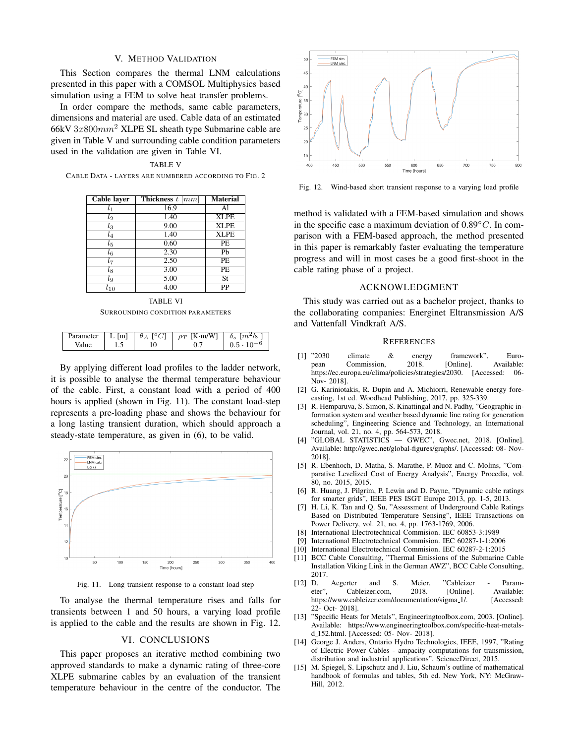## V. Method Validation

This Section compares the thermal LNM calculations presented in this paper with a COMSOL Multiphysics based simulation using a FEM to solve heat transfer problems.

In order compare the methods, same cable parameters, dimensions and material are used. Cable data of an estimated 66kV $3x800mm^2$ XLPE SL sheath type Submarine cable are given in Table V and surrounding cable condition parameters used in the validation are given in Table VI.

TABLE V

Cable Data - Layers are numbered according to Fig. 2

| Cable layer | Thickness $t$ $[mm]$ | Material |
|---|---|---|
| $l_1$ | 16.9 | Al |
| $l_2$ | 1.40 | XLPE |
| $l_3$ | 9.00 | XLPE |
| $l_4$ | 1.40 | XLPE |
| $l_5$ | 0.60 | PE |
| $l_6$ | 2.30 | Pb |
| $l_7$ | 2.50 | PE |
| $l_8$ | 3.00 | PE |
| $l_9$ | 5.00 | St |
| $l_{10}$ | 4.00 | PP |

TABLE VI

Surrounding condition parameters

| Parameter | L [m] | $\theta_A$ $[^oC]$ | $\rho_T$ [K·m/W] | $\delta_s$ $[m^2/s]$ |
|---|---|---|---|---|
| Value | 1.5 | 10 | 0.7 | $0.5 \cdot 10^{-6}$ |

By applying different load profiles to the ladder network, it is possible to analyse the thermal temperature behaviour of the cable. First, a constant load with a period of 400 hours is applied (shown in Fig. 11). The constant load-step represents a pre-loading phase and shows the behaviour for a long lasting transient duration, which should approach a steady-state temperature, as given in (6), to be valid.

FEM sim.
LNM calc.
Eq(7)
Temperature [°C]
Time [hours]

Fig. 11. Long transient response to a constant load step

To analyse the thermal temperature rises and falls for transients between 1 and 50 hours, a varying load profile is applied to the cable and the results are shown in Fig. 12.

## VI. Conclusions

This paper proposes an iterative method combining two approved standards to make a dynamic rating of three-core XLPE submarine cables by an evaluation of the transient temperature behaviour in the centre of the conductor. The method is validated with a FEM-based simulation and shows in the specific case a maximum deviation of $0.89°C$. In comparison with a FEM-based approach, the method presented in this paper is remarkably faster evaluating the temperature progress and will in most cases be a good first-shoot in the cable rating phase of a project.

FEM sim.
LNM calc.
Temperature [°C]
Time [hours]

Fig. 12. Wind-based short transient response to a varying load profile

## Acknowledgment

This study was carried out as a bachelor project, thanks to the collaborating companies: Energinet Eltransmission A/S and Vattenfall Vindkraft A/S.

## References

[1] "2030 climate & energy framework", European Commission, 2018. [Online]. Available: https://ec.europa.eu/clima/policies/strategies/2030. [Accessed: 06-Nov- 2018].

[2] G. Kariniotakis, R. Dupin and A. Michiorri, Renewable energy forecasting, 1st ed. Woodhead Publishing, 2017, pp. 325-339.

[3] R. Hemparuva, S. Simon, S. Kinattingal and N. Padhy, "Geographic information system and weather based dynamic line rating for generation scheduling", Engineering Science and Technology, an International Journal, vol. 21, no. 4, pp. 564-573, 2018.

[4] "GLOBAL STATISTICS — GWEC", Gwec.net, 2018. [Online]. Available: http://gwec.net/global-figures/graphs/. [Accessed: 08- Nov- 2018].

[5] R. Ebenhoch, D. Matha, S. Marathe, P. Muoz and C. Molins, "Comparative Levelized Cost of Energy Analysis", Energy Procedia, vol. 80, no. 2015, 2015.

[6] R. Huang, J. Pilgrim, P. Lewin and D. Payne, "Dynamic cable ratings for smarter grids", IEEE PES ISGT Europe 2013, pp. 1-5, 2013.

[7] H. Li, K. Tan and Q. Su, "Assessment of Underground Cable Ratings Based on Distributed Temperature Sensing", IEEE Transactions on Power Delivery, vol. 21, no. 4, pp. 1763-1769, 2006.

[8] International Electrotechnical Commision. IEC 60853-3:1989

[9] International Electrotechnical Commision. IEC 60287-1-1:2006

[10] International Electrotechnical Commision. IEC 60287-2-1:2015

[11] BCC Cable Consulting, "Thermal Emissions of the Submarine Cable Installation Viking Link in the German AWZ", BCC Cable Consulting, 2017.

[12] D. Aegerter and S. Meier, "Cableizer - Parameter", Cableizer.com, 2018. [Online]. Available: https://www.cableizer.com/documentation/sigma_1/. [Accessed: 22- Oct- 2018].

[13] "Specific Heats for Metals", Engineeringtoolbox.com, 2003. [Online]. Available: https://www.engineeringtoolbox.com/specific-heat-metals-d_152.html. [Accessed: 05- Nov- 2018].

[14] George J. Anders, Ontario Hydro Technologies, IEEE, 1997, "Rating of Electric Power Cables - ampacity computations for transmission, distribution and industrial applications", ScienceDirect, 2015.

[15] M. Spiegel, S. Lipschutz and J. Liu, Schaum's outline of mathematical handbook of formulas and tables, 5th ed. New York, NY: McGraw-Hill, 2012.